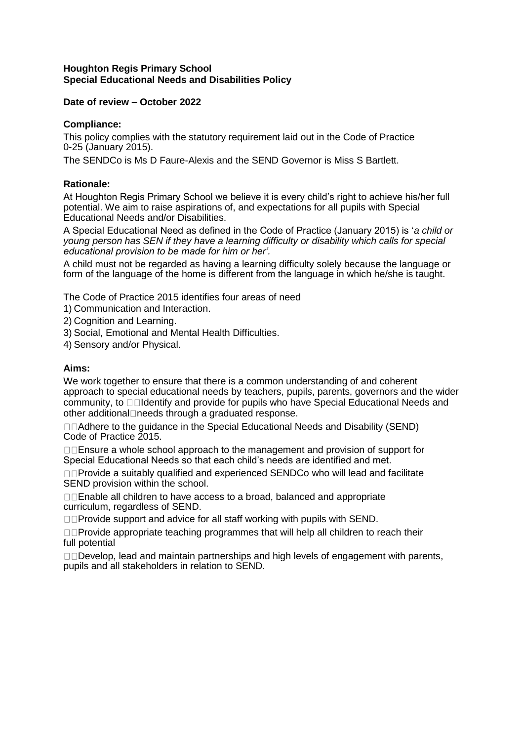**Houghton Regis Primary School**
**Special Educational Needs and Disabilities Policy**

**Date of review – October 2022**

## Compliance:

This policy complies with the statutory requirement laid out in the Code of Practice 0-25 (January 2015).

The SENDCo is Ms D Faure-Alexis and the SEND Governor is Miss S Bartlett.

## Rationale:

At Houghton Regis Primary School we believe it is every child's right to achieve his/her full potential. We aim to raise aspirations of, and expectations for all pupils with Special Educational Needs and/or Disabilities.

A Special Educational Need as defined in the Code of Practice (January 2015) is '*a child or young person has SEN if they have a learning difficulty or disability which calls for special educational provision to be made for him or her'.*

A child must not be regarded as having a learning difficulty solely because the language or form of the language of the home is different from the language in which he/she is taught.

The Code of Practice 2015 identifies four areas of need

1) Communication and Interaction.
2) Cognition and Learning.
3) Social, Emotional and Mental Health Difficulties.
4) Sensory and/or Physical.

## Aims:

We work together to ensure that there is a common understanding of and coherent approach to special educational needs by teachers, pupils, parents, governors and the wider community, to

- Identify and provide for pupils who have Special Educational Needs and other additional needs through a graduated response.
- Adhere to the guidance in the Special Educational Needs and Disability (SEND) Code of Practice 2015.
- Ensure a whole school approach to the management and provision of support for Special Educational Needs so that each child's needs are identified and met.
- Provide a suitably qualified and experienced SENDCo who will lead and facilitate SEND provision within the school.
- Enable all children to have access to a broad, balanced and appropriate curriculum, regardless of SEND.
- Provide support and advice for all staff working with pupils with SEND.
- Provide appropriate teaching programmes that will help all children to reach their full potential
- Develop, lead and maintain partnerships and high levels of engagement with parents, pupils and all stakeholders in relation to SEND.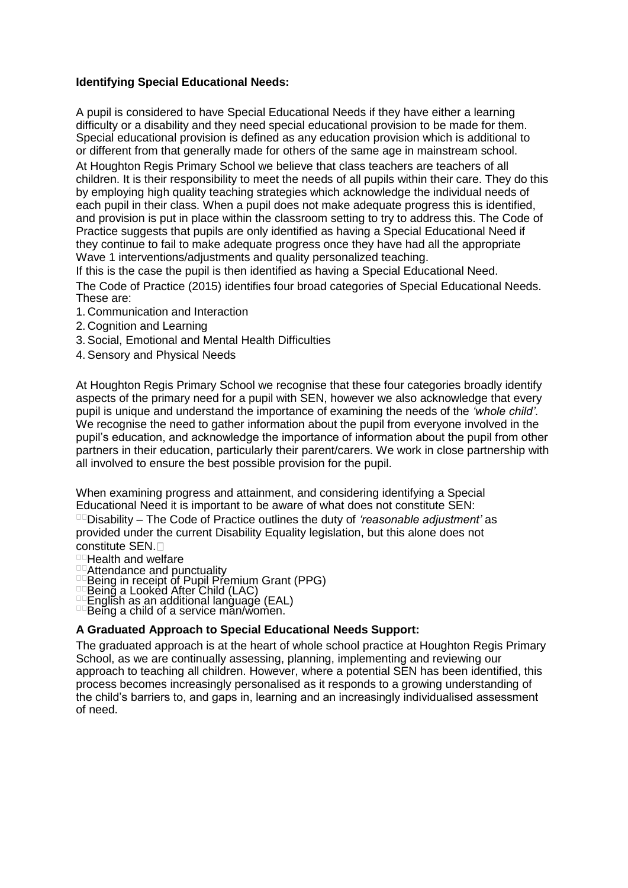**Identifying Special Educational Needs:**

A pupil is considered to have Special Educational Needs if they have either a learning difficulty or a disability and they need special educational provision to be made for them. Special educational provision is defined as any education provision which is additional to or different from that generally made for others of the same age in mainstream school.

At Houghton Regis Primary School we believe that class teachers are teachers of all children. It is their responsibility to meet the needs of all pupils within their care. They do this by employing high quality teaching strategies which acknowledge the individual needs of each pupil in their class. When a pupil does not make adequate progress this is identified, and provision is put in place within the classroom setting to try to address this. The Code of Practice suggests that pupils are only identified as having a Special Educational Need if they continue to fail to make adequate progress once they have had all the appropriate Wave 1 interventions/adjustments and quality personalized teaching.

If this is the case the pupil is then identified as having a Special Educational Need.

The Code of Practice (2015) identifies four broad categories of Special Educational Needs. These are:

1. Communication and Interaction
2. Cognition and Learning
3. Social, Emotional and Mental Health Difficulties
4. Sensory and Physical Needs

At Houghton Regis Primary School we recognise that these four categories broadly identify aspects of the primary need for a pupil with SEN, however we also acknowledge that every pupil is unique and understand the importance of examining the needs of the *'whole child'*. We recognise the need to gather information about the pupil from everyone involved in the pupil's education, and acknowledge the importance of information about the pupil from other partners in their education, particularly their parent/carers. We work in close partnership with all involved to ensure the best possible provision for the pupil.

When examining progress and attainment, and considering identifying a Special Educational Need it is important to be aware of what does not constitute SEN:

- Disability – The Code of Practice outlines the duty of *'reasonable adjustment'* as provided under the current Disability Equality legislation, but this alone does not constitute SEN.
- Health and welfare
- Attendance and punctuality
- Being in receipt of Pupil Premium Grant (PPG)
- Being a Looked After Child (LAC)
- English as an additional language (EAL)
- Being a child of a service man/women.

**A Graduated Approach to Special Educational Needs Support:**

The graduated approach is at the heart of whole school practice at Houghton Regis Primary School, as we are continually assessing, planning, implementing and reviewing our approach to teaching all children. However, where a potential SEN has been identified, this process becomes increasingly personalised as it responds to a growing understanding of the child's barriers to, and gaps in, learning and an increasingly individualised assessment of need.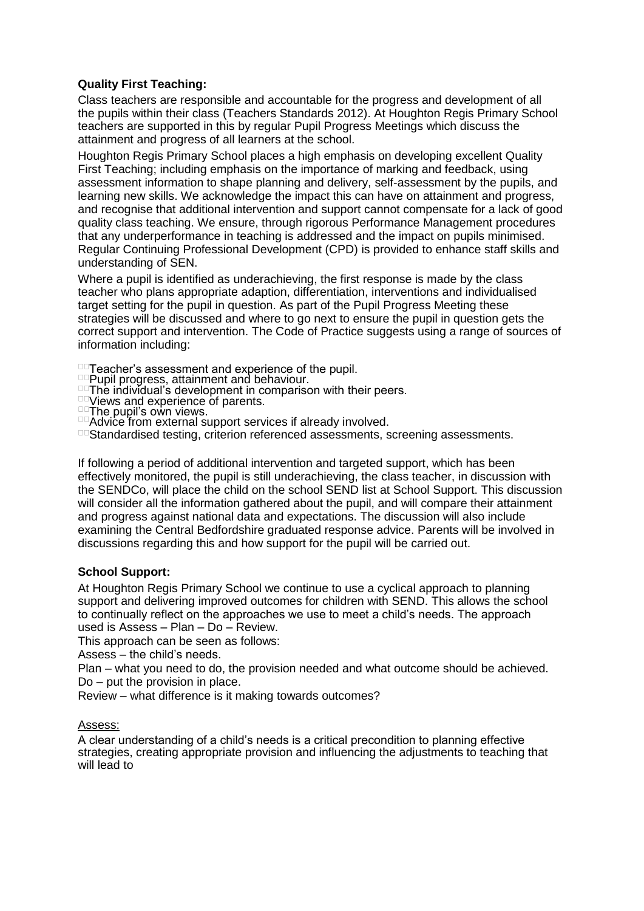**Quality First Teaching:**

Class teachers are responsible and accountable for the progress and development of all the pupils within their class (Teachers Standards 2012). At Houghton Regis Primary School teachers are supported in this by regular Pupil Progress Meetings which discuss the attainment and progress of all learners at the school.

Houghton Regis Primary School places a high emphasis on developing excellent Quality First Teaching; including emphasis on the importance of marking and feedback, using assessment information to shape planning and delivery, self-assessment by the pupils, and learning new skills. We acknowledge the impact this can have on attainment and progress, and recognise that additional intervention and support cannot compensate for a lack of good quality class teaching. We ensure, through rigorous Performance Management procedures that any underperformance in teaching is addressed and the impact on pupils minimised. Regular Continuing Professional Development (CPD) is provided to enhance staff skills and understanding of SEN.

Where a pupil is identified as underachieving, the first response is made by the class teacher who plans appropriate adaption, differentiation, interventions and individualised target setting for the pupil in question. As part of the Pupil Progress Meeting these strategies will be discussed and where to go next to ensure the pupil in question gets the correct support and intervention. The Code of Practice suggests using a range of sources of information including:

- Teacher's assessment and experience of the pupil.
- Pupil progress, attainment and behaviour.
- The individual's development in comparison with their peers.
- Views and experience of parents.
- The pupil's own views.
- Advice from external support services if already involved.
- Standardised testing, criterion referenced assessments, screening assessments.

If following a period of additional intervention and targeted support, which has been effectively monitored, the pupil is still underachieving, the class teacher, in discussion with the SENDCo, will place the child on the school SEND list at School Support. This discussion will consider all the information gathered about the pupil, and will compare their attainment and progress against national data and expectations. The discussion will also include examining the Central Bedfordshire graduated response advice. Parents will be involved in discussions regarding this and how support for the pupil will be carried out.

**School Support:**

At Houghton Regis Primary School we continue to use a cyclical approach to planning support and delivering improved outcomes for children with SEND. This allows the school to continually reflect on the approaches we use to meet a child's needs. The approach used is Assess – Plan – Do – Review.

This approach can be seen as follows:

Assess – the child's needs.

Plan – what you need to do, the provision needed and what outcome should be achieved.

Do – put the provision in place.

Review – what difference is it making towards outcomes?

<u>Assess:</u>

A clear understanding of a child's needs is a critical precondition to planning effective strategies, creating appropriate provision and influencing the adjustments to teaching that will lead to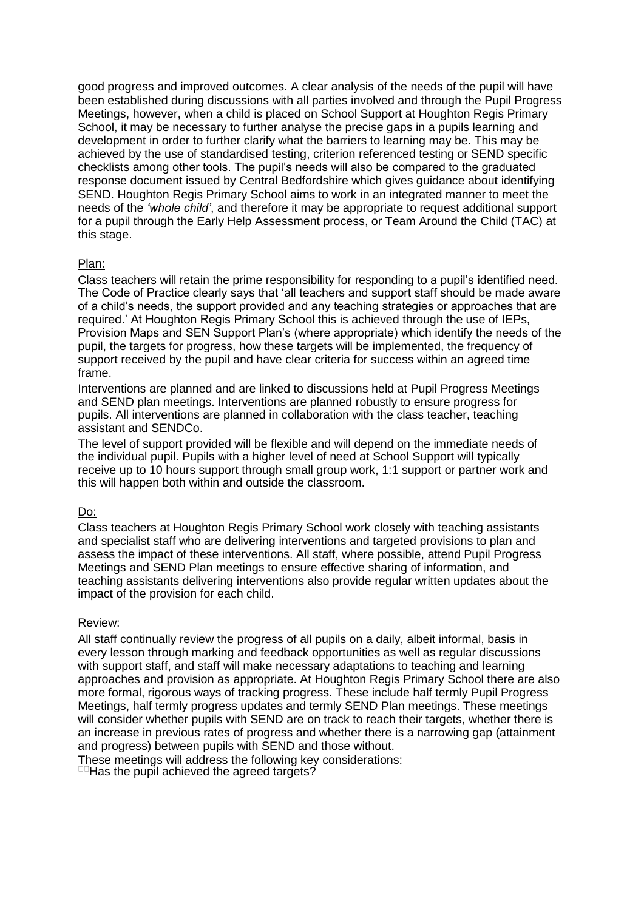good progress and improved outcomes. A clear analysis of the needs of the pupil will have been established during discussions with all parties involved and through the Pupil Progress Meetings, however, when a child is placed on School Support at Houghton Regis Primary School, it may be necessary to further analyse the precise gaps in a pupils learning and development in order to further clarify what the barriers to learning may be. This may be achieved by the use of standardised testing, criterion referenced testing or SEND specific checklists among other tools. The pupil's needs will also be compared to the graduated response document issued by Central Bedfordshire which gives guidance about identifying SEND. Houghton Regis Primary School aims to work in an integrated manner to meet the needs of the *'whole child'*, and therefore it may be appropriate to request additional support for a pupil through the Early Help Assessment process, or Team Around the Child (TAC) at this stage.

Plan:

Class teachers will retain the prime responsibility for responding to a pupil's identified need. The Code of Practice clearly says that 'all teachers and support staff should be made aware of a child's needs, the support provided and any teaching strategies or approaches that are required.' At Houghton Regis Primary School this is achieved through the use of IEPs, Provision Maps and SEN Support Plan's (where appropriate) which identify the needs of the pupil, the targets for progress, how these targets will be implemented, the frequency of support received by the pupil and have clear criteria for success within an agreed time frame.

Interventions are planned and are linked to discussions held at Pupil Progress Meetings and SEND plan meetings. Interventions are planned robustly to ensure progress for pupils. All interventions are planned in collaboration with the class teacher, teaching assistant and SENDCo.

The level of support provided will be flexible and will depend on the immediate needs of the individual pupil. Pupils with a higher level of need at School Support will typically receive up to 10 hours support through small group work, 1:1 support or partner work and this will happen both within and outside the classroom.

Do:

Class teachers at Houghton Regis Primary School work closely with teaching assistants and specialist staff who are delivering interventions and targeted provisions to plan and assess the impact of these interventions. All staff, where possible, attend Pupil Progress Meetings and SEND Plan meetings to ensure effective sharing of information, and teaching assistants delivering interventions also provide regular written updates about the impact of the provision for each child.

Review:

All staff continually review the progress of all pupils on a daily, albeit informal, basis in every lesson through marking and feedback opportunities as well as regular discussions with support staff, and staff will make necessary adaptations to teaching and learning approaches and provision as appropriate. At Houghton Regis Primary School there are also more formal, rigorous ways of tracking progress. These include half termly Pupil Progress Meetings, half termly progress updates and termly SEND Plan meetings. These meetings will consider whether pupils with SEND are on track to reach their targets, whether there is an increase in previous rates of progress and whether there is a narrowing gap (attainment and progress) between pupils with SEND and those without.

These meetings will address the following key considerations:

- Has the pupil achieved the agreed targets?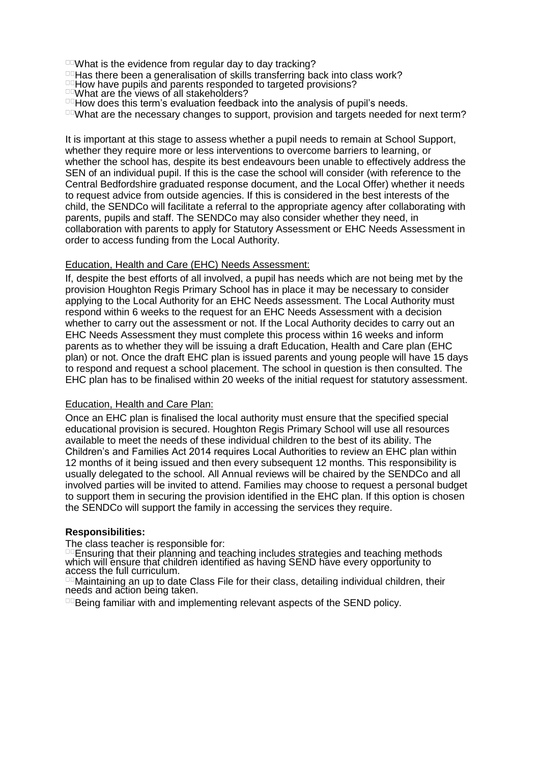- What is the evidence from regular day to day tracking?
- Has there been a generalisation of skills transferring back into class work?
- How have pupils and parents responded to targeted provisions?
- What are the views of all stakeholders?
- How does this term's evaluation feedback into the analysis of pupil's needs.
- What are the necessary changes to support, provision and targets needed for next term?

It is important at this stage to assess whether a pupil needs to remain at School Support, whether they require more or less interventions to overcome barriers to learning, or whether the school has, despite its best endeavours been unable to effectively address the SEN of an individual pupil. If this is the case the school will consider (with reference to the Central Bedfordshire graduated response document, and the Local Offer) whether it needs to request advice from outside agencies. If this is considered in the best interests of the child, the SENDCo will facilitate a referral to the appropriate agency after collaborating with parents, pupils and staff. The SENDCo may also consider whether they need, in collaboration with parents to apply for Statutory Assessment or EHC Needs Assessment in order to access funding from the Local Authority.

<u>Education, Health and Care (EHC) Needs Assessment:</u>

If, despite the best efforts of all involved, a pupil has needs which are not being met by the provision Houghton Regis Primary School has in place it may be necessary to consider applying to the Local Authority for an EHC Needs assessment. The Local Authority must respond within 6 weeks to the request for an EHC Needs Assessment with a decision whether to carry out the assessment or not. If the Local Authority decides to carry out an EHC Needs Assessment they must complete this process within 16 weeks and inform parents as to whether they will be issuing a draft Education, Health and Care plan (EHC plan) or not. Once the draft EHC plan is issued parents and young people will have 15 days to respond and request a school placement. The school in question is then consulted. The EHC plan has to be finalised within 20 weeks of the initial request for statutory assessment.

<u>Education, Health and Care Plan:</u>

Once an EHC plan is finalised the local authority must ensure that the specified special educational provision is secured. Houghton Regis Primary School will use all resources available to meet the needs of these individual children to the best of its ability. The Children's and Families Act 2014 requires Local Authorities to review an EHC plan within 12 months of it being issued and then every subsequent 12 months. This responsibility is usually delegated to the school. All Annual reviews will be chaired by the SENDCo and all involved parties will be invited to attend. Families may choose to request a personal budget to support them in securing the provision identified in the EHC plan. If this option is chosen the SENDCo will support the family in accessing the services they require.

**Responsibilities:**

The class teacher is responsible for:

- Ensuring that their planning and teaching includes strategies and teaching methods which will ensure that children identified as having SEND have every opportunity to access the full curriculum.
- Maintaining an up to date Class File for their class, detailing individual children, their needs and action being taken.
- Being familiar with and implementing relevant aspects of the SEND policy.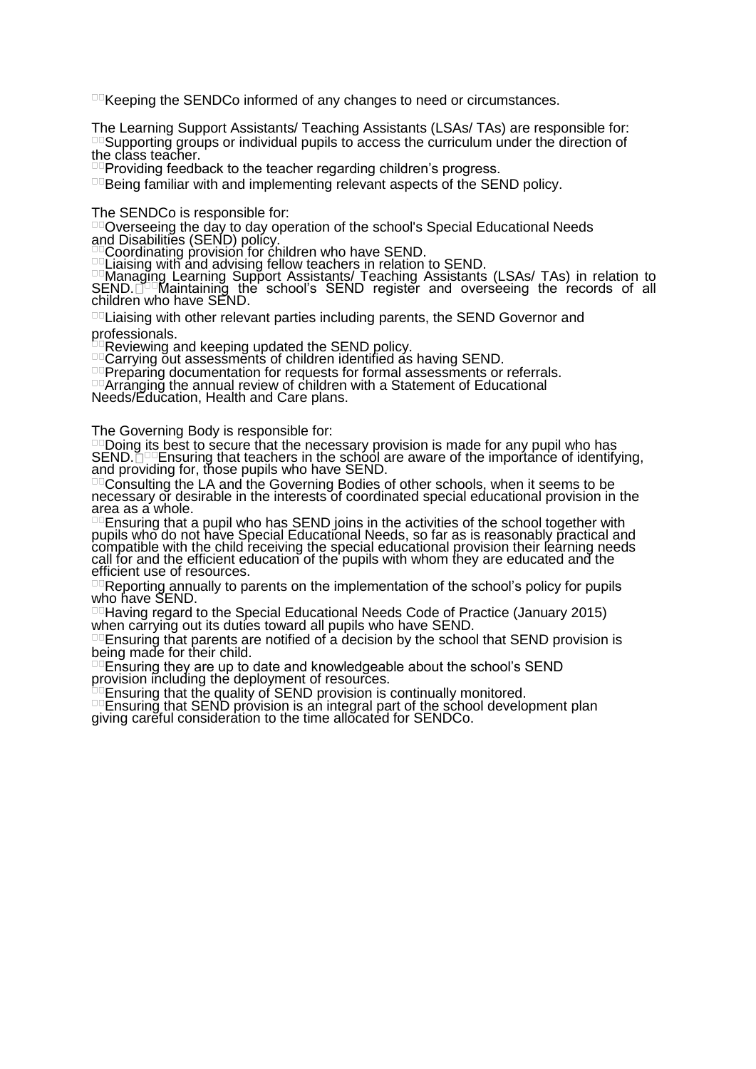- Keeping the SENDCo informed of any changes to need or circumstances.

The Learning Support Assistants/ Teaching Assistants (LSAs/ TAs) are responsible for:

- Supporting groups or individual pupils to access the curriculum under the direction of the class teacher.
- Providing feedback to the teacher regarding children's progress.
- Being familiar with and implementing relevant aspects of the SEND policy.

The SENDCo is responsible for:

- Overseeing the day to day operation of the school's Special Educational Needs and Disabilities (SEND) policy.
- Coordinating provision for children who have SEND.
- Liaising with and advising fellow teachers in relation to SEND.
- Managing Learning Support Assistants/ Teaching Assistants (LSAs/ TAs) in relation to SEND.
- Maintaining the school's SEND register and overseeing the records of all children who have SEND.
- Liaising with other relevant parties including parents, the SEND Governor and professionals.
- Reviewing and keeping updated the SEND policy.
- Carrying out assessments of children identified as having SEND.
- Preparing documentation for requests for formal assessments or referrals.
- Arranging the annual review of children with a Statement of Educational Needs/Education, Health and Care plans.

The Governing Body is responsible for:

- Doing its best to secure that the necessary provision is made for any pupil who has SEND.
- Ensuring that teachers in the school are aware of the importance of identifying, and providing for, those pupils who have SEND.
- Consulting the LA and the Governing Bodies of other schools, when it seems to be necessary or desirable in the interests of coordinated special educational provision in the area as a whole.
- Ensuring that a pupil who has SEND joins in the activities of the school together with pupils who do not have Special Educational Needs, so far as is reasonably practical and compatible with the child receiving the special educational provision their learning needs call for and the efficient education of the pupils with whom they are educated and the efficient use of resources.
- Reporting annually to parents on the implementation of the school's policy for pupils who have SEND.
- Having regard to the Special Educational Needs Code of Practice (January 2015) when carrying out its duties toward all pupils who have SEND.
- Ensuring that parents are notified of a decision by the school that SEND provision is being made for their child.
- Ensuring they are up to date and knowledgeable about the school's SEND provision including the deployment of resources.
- Ensuring that the quality of SEND provision is continually monitored.
- Ensuring that SEND provision is an integral part of the school development plan giving careful consideration to the time allocated for SENDCo.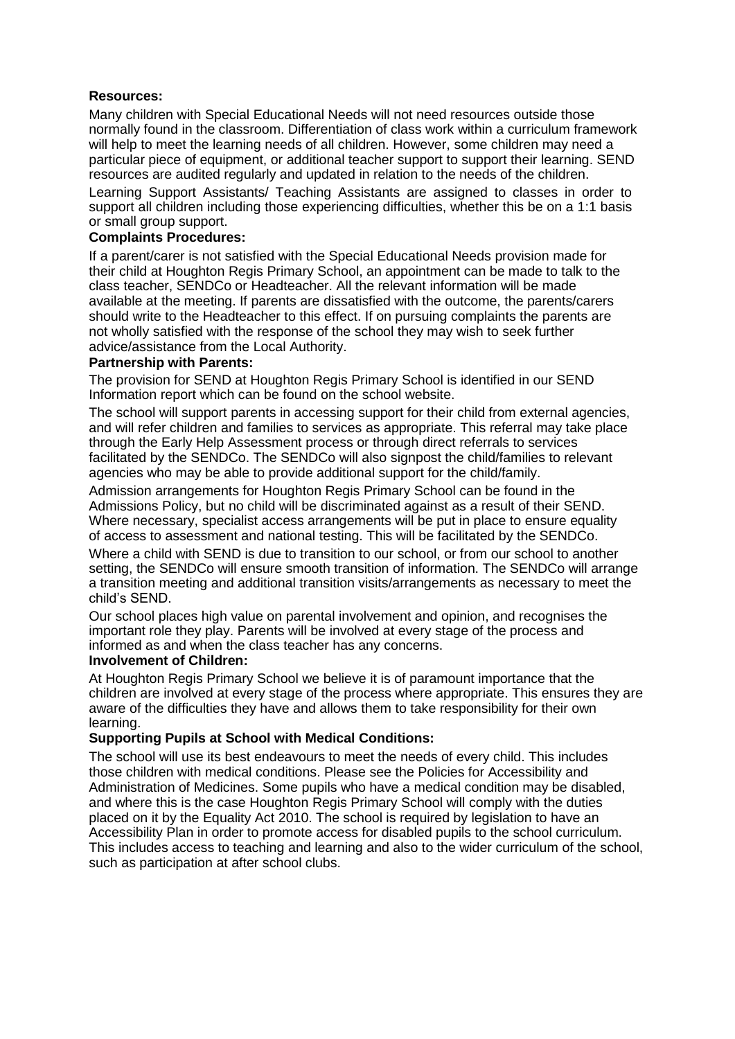**Resources:**

Many children with Special Educational Needs will not need resources outside those normally found in the classroom. Differentiation of class work within a curriculum framework will help to meet the learning needs of all children. However, some children may need a particular piece of equipment, or additional teacher support to support their learning. SEND resources are audited regularly and updated in relation to the needs of the children.

Learning Support Assistants/ Teaching Assistants are assigned to classes in order to support all children including those experiencing difficulties, whether this be on a 1:1 basis or small group support.

**Complaints Procedures:**

If a parent/carer is not satisfied with the Special Educational Needs provision made for their child at Houghton Regis Primary School, an appointment can be made to talk to the class teacher, SENDCo or Headteacher. All the relevant information will be made available at the meeting. If parents are dissatisfied with the outcome, the parents/carers should write to the Headteacher to this effect. If on pursuing complaints the parents are not wholly satisfied with the response of the school they may wish to seek further advice/assistance from the Local Authority.

**Partnership with Parents:**

The provision for SEND at Houghton Regis Primary School is identified in our SEND Information report which can be found on the school website.

The school will support parents in accessing support for their child from external agencies, and will refer children and families to services as appropriate. This referral may take place through the Early Help Assessment process or through direct referrals to services facilitated by the SENDCo. The SENDCo will also signpost the child/families to relevant agencies who may be able to provide additional support for the child/family.

Admission arrangements for Houghton Regis Primary School can be found in the Admissions Policy, but no child will be discriminated against as a result of their SEND. Where necessary, specialist access arrangements will be put in place to ensure equality of access to assessment and national testing. This will be facilitated by the SENDCo.

Where a child with SEND is due to transition to our school, or from our school to another setting, the SENDCo will ensure smooth transition of information. The SENDCo will arrange a transition meeting and additional transition visits/arrangements as necessary to meet the child's SEND.

Our school places high value on parental involvement and opinion, and recognises the important role they play. Parents will be involved at every stage of the process and informed as and when the class teacher has any concerns.

**Involvement of Children:**

At Houghton Regis Primary School we believe it is of paramount importance that the children are involved at every stage of the process where appropriate. This ensures they are aware of the difficulties they have and allows them to take responsibility for their own learning.

**Supporting Pupils at School with Medical Conditions:**

The school will use its best endeavours to meet the needs of every child. This includes those children with medical conditions. Please see the Policies for Accessibility and Administration of Medicines. Some pupils who have a medical condition may be disabled, and where this is the case Houghton Regis Primary School will comply with the duties placed on it by the Equality Act 2010. The school is required by legislation to have an Accessibility Plan in order to promote access for disabled pupils to the school curriculum. This includes access to teaching and learning and also to the wider curriculum of the school, such as participation at after school clubs.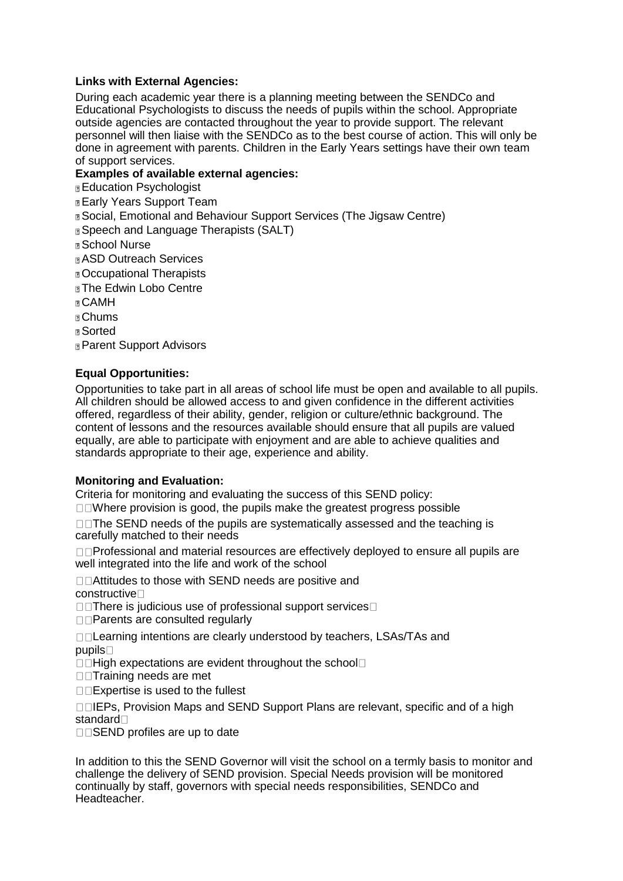**Links with External Agencies:**

During each academic year there is a planning meeting between the SENDCo and Educational Psychologists to discuss the needs of pupils within the school. Appropriate outside agencies are contacted throughout the year to provide support. The relevant personnel will then liaise with the SENDCo as to the best course of action. This will only be done in agreement with parents. Children in the Early Years settings have their own team of support services.

**Examples of available external agencies:**

- Education Psychologist
- Early Years Support Team
- Social, Emotional and Behaviour Support Services (The Jigsaw Centre)
- Speech and Language Therapists (SALT)
- School Nurse
- ASD Outreach Services
- Occupational Therapists
- The Edwin Lobo Centre
- CAMH
- Chums
- Sorted
- Parent Support Advisors

**Equal Opportunities:**

Opportunities to take part in all areas of school life must be open and available to all pupils. All children should be allowed access to and given confidence in the different activities offered, regardless of their ability, gender, religion or culture/ethnic background. The content of lessons and the resources available should ensure that all pupils are valued equally, are able to participate with enjoyment and are able to achieve qualities and standards appropriate to their age, experience and ability.

**Monitoring and Evaluation:**

Criteria for monitoring and evaluating the success of this SEND policy:

- Where provision is good, the pupils make the greatest progress possible
- The SEND needs of the pupils are systematically assessed and the teaching is carefully matched to their needs
- Professional and material resources are effectively deployed to ensure all pupils are well integrated into the life and work of the school
- Attitudes to those with SEND needs are positive and constructive
- There is judicious use of professional support services
- Parents are consulted regularly
- Learning intentions are clearly understood by teachers, LSAs/TAs and pupils
- High expectations are evident throughout the school
- Training needs are met
- Expertise is used to the fullest
- IEPs, Provision Maps and SEND Support Plans are relevant, specific and of a high standard
- SEND profiles are up to date

In addition to this the SEND Governor will visit the school on a termly basis to monitor and challenge the delivery of SEND provision. Special Needs provision will be monitored continually by staff, governors with special needs responsibilities, SENDCo and Headteacher.